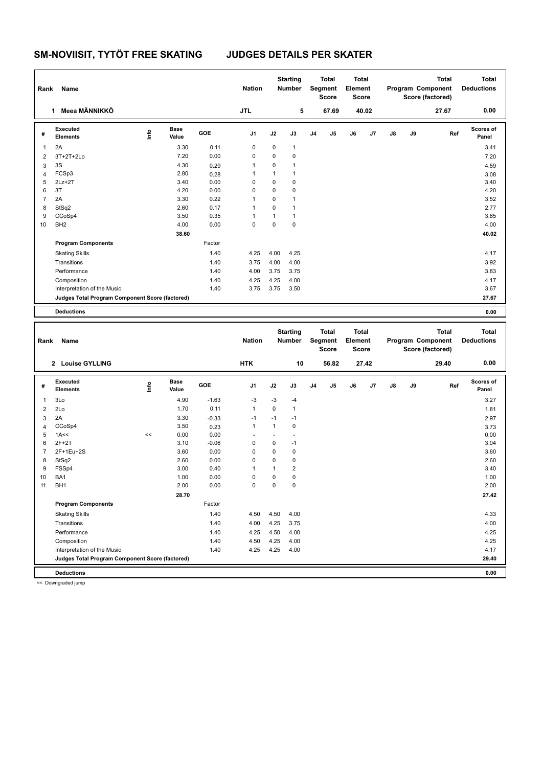# SM-NOVIISIT, TYTÖT FREE SKATING JUDGES DETAILS PER SKATER

| Rank | Name | Nation | Starting Number | Total Segment Score | Total Element Score | Total Program Component Score (factored) | Total Deductions |
|---|---|---|---|---|---|---|---|
| 1 | Meea MÄNNIKKÖ | JTL | 5 | 67.69 | 40.02 | 27.67 | 0.00 |

| # | Executed Elements | Info | Base Value | GOE | J1 | J2 | J3 | J4 | J5 | J6 | J7 | J8 | J9 | Ref | Scores of Panel |
|---|---|---|---|---|---|---|---|---|---|---|---|---|---|---|---|
| 1 | 2A | | 3.30 | 0.11 | 0 | 0 | 1 | | | | | | | | 3.41 |
| 2 | 3T+2T+2Lo | | 7.20 | 0.00 | 0 | 0 | 0 | | | | | | | | 7.20 |
| 3 | 3S | | 4.30 | 0.29 | 1 | 0 | 1 | | | | | | | | 4.59 |
| 4 | FCSp3 | | 2.80 | 0.28 | 1 | 1 | 1 | | | | | | | | 3.08 |
| 5 | 2Lz+2T | | 3.40 | 0.00 | 0 | 0 | 0 | | | | | | | | 3.40 |
| 6 | 3T | | 4.20 | 0.00 | 0 | 0 | 0 | | | | | | | | 4.20 |
| 7 | 2A | | 3.30 | 0.22 | 1 | 0 | 1 | | | | | | | | 3.52 |
| 8 | StSq2 | | 2.60 | 0.17 | 1 | 0 | 1 | | | | | | | | 2.77 |
| 9 | CCoSp4 | | 3.50 | 0.35 | 1 | 1 | 1 | | | | | | | | 3.85 |
| 10 | BH2 | | 4.00 | 0.00 | 0 | 0 | 0 | | | | | | | | 4.00 |
| | | | 38.60 | | | | | | | | | | | | 40.02 |
| | **Program Components** | | | Factor | | | | | | | | | | | |
| | Skating Skills | | | 1.40 | 4.25 | 4.00 | 4.25 | | | | | | | | 4.17 |
| | Transitions | | | 1.40 | 3.75 | 4.00 | 4.00 | | | | | | | | 3.92 |
| | Performance | | | 1.40 | 4.00 | 3.75 | 3.75 | | | | | | | | 3.83 |
| | Composition | | | 1.40 | 4.25 | 4.25 | 4.00 | | | | | | | | 4.17 |
| | Interpretation of the Music | | | 1.40 | 3.75 | 3.75 | 3.50 | | | | | | | | 3.67 |
| | **Judges Total Program Component Score (factored)** | | | | | | | | | | | | | | 27.67 |
| | **Deductions** | | | | | | | | | | | | | | 0.00 |

| Rank | Name | Nation | Starting Number | Total Segment Score | Total Element Score | Total Program Component Score (factored) | Total Deductions |
|---|---|---|---|---|---|---|---|
| 2 | Louise GYLLING | HTK | 10 | 56.82 | 27.42 | 29.40 | 0.00 |

| # | Executed Elements | Info | Base Value | GOE | J1 | J2 | J3 | J4 | J5 | J6 | J7 | J8 | J9 | Ref | Scores of Panel |
|---|---|---|---|---|---|---|---|---|---|---|---|---|---|---|---|
| 1 | 3Lo | | 4.90 | -1.63 | -3 | -3 | -4 | | | | | | | | 3.27 |
| 2 | 2Lo | | 1.70 | 0.11 | 1 | 0 | 1 | | | | | | | | 1.81 |
| 3 | 2A | | 3.30 | -0.33 | -1 | -1 | -1 | | | | | | | | 2.97 |
| 4 | CCoSp4 | | 3.50 | 0.23 | 1 | 1 | 0 | | | | | | | | 3.73 |
| 5 | 1A<< | << | 0.00 | 0.00 | - | - | - | | | | | | | | 0.00 |
| 6 | 2F+2T | | 3.10 | -0.06 | 0 | 0 | -1 | | | | | | | | 3.04 |
| 7 | 2F+1Eu+2S | | 3.60 | 0.00 | 0 | 0 | 0 | | | | | | | | 3.60 |
| 8 | StSq2 | | 2.60 | 0.00 | 0 | 0 | 0 | | | | | | | | 2.60 |
| 9 | FSSp4 | | 3.00 | 0.40 | 1 | 1 | 2 | | | | | | | | 3.40 |
| 10 | BA1 | | 1.00 | 0.00 | 0 | 0 | 0 | | | | | | | | 1.00 |
| 11 | BH1 | | 2.00 | 0.00 | 0 | 0 | 0 | | | | | | | | 2.00 |
| | | | 28.70 | | | | | | | | | | | | 27.42 |
| | **Program Components** | | | Factor | | | | | | | | | | | |
| | Skating Skills | | | 1.40 | 4.50 | 4.50 | 4.00 | | | | | | | | 4.33 |
| | Transitions | | | 1.40 | 4.00 | 4.25 | 3.75 | | | | | | | | 4.00 |
| | Performance | | | 1.40 | 4.25 | 4.50 | 4.00 | | | | | | | | 4.25 |
| | Composition | | | 1.40 | 4.50 | 4.25 | 4.00 | | | | | | | | 4.25 |
| | Interpretation of the Music | | | 1.40 | 4.25 | 4.25 | 4.00 | | | | | | | | 4.17 |
| | **Judges Total Program Component Score (factored)** | | | | | | | | | | | | | | 29.40 |
| | **Deductions** | | | | | | | | | | | | | | 0.00 |

<< Downgraded jump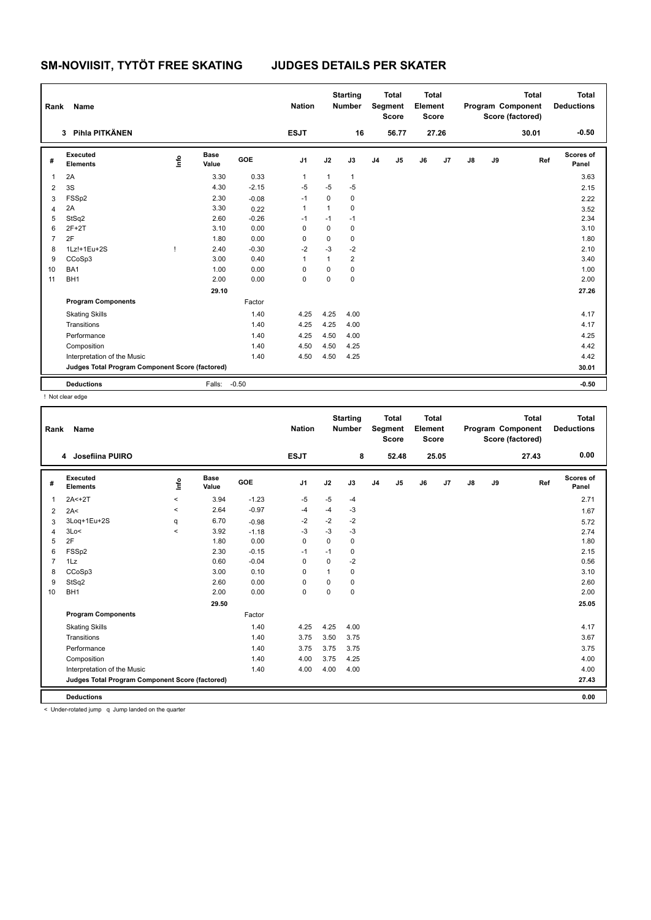# SM-NOVIISIT, TYTÖT FREE SKATING JUDGES DETAILS PER SKATER

| Rank | Name | Nation | Starting Number | Total Segment Score | Total Element Score | Total Program Component Score (factored) | Total Deductions |
|---|---|---|---|---|---|---|---|
| 3 | Pihla PITKÄNEN | ESJT | 16 | 56.77 | 27.26 | 30.01 | -0.50 |

| # | Executed Elements | Info | Base Value | GOE | J1 | J2 | J3 | J4 | J5 | J6 | J7 | J8 | J9 | Ref | Scores of Panel |
|---|---|---|---|---|---|---|---|---|---|---|---|---|---|---|---|
| 1 | 2A | | 3.30 | 0.33 | 1 | 1 | 1 | | | | | | | | 3.63 |
| 2 | 3S | | 4.30 | -2.15 | -5 | -5 | -5 | | | | | | | | 2.15 |
| 3 | FSSp2 | | 2.30 | -0.08 | -1 | 0 | 0 | | | | | | | | 2.22 |
| 4 | 2A | | 3.30 | 0.22 | 1 | 1 | 0 | | | | | | | | 3.52 |
| 5 | StSq2 | | 2.60 | -0.26 | -1 | -1 | -1 | | | | | | | | 2.34 |
| 6 | 2F+2T | | 3.10 | 0.00 | 0 | 0 | 0 | | | | | | | | 3.10 |
| 7 | 2F | | 1.80 | 0.00 | 0 | 0 | 0 | | | | | | | | 1.80 |
| 8 | 1Lz!+1Eu+2S | ! | 2.40 | -0.30 | -2 | -3 | -2 | | | | | | | | 2.10 |
| 9 | CCoSp3 | | 3.00 | 0.40 | 1 | 1 | 2 | | | | | | | | 3.40 |
| 10 | BA1 | | 1.00 | 0.00 | 0 | 0 | 0 | | | | | | | | 1.00 |
| 11 | BH1 | | 2.00 | 0.00 | 0 | 0 | 0 | | | | | | | | 2.00 |
| | | | 29.10 | | | | | | | | | | | | 27.26 |
| | **Program Components** | | | Factor | | | | | | | | | | | |
| | Skating Skills | | | 1.40 | 4.25 | 4.25 | 4.00 | | | | | | | | 4.17 |
| | Transitions | | | 1.40 | 4.25 | 4.25 | 4.00 | | | | | | | | 4.17 |
| | Performance | | | 1.40 | 4.25 | 4.50 | 4.00 | | | | | | | | 4.25 |
| | Composition | | | 1.40 | 4.50 | 4.50 | 4.25 | | | | | | | | 4.42 |
| | Interpretation of the Music | | | 1.40 | 4.50 | 4.50 | 4.25 | | | | | | | | 4.42 |
| | **Judges Total Program Component Score (factored)** | | | | | | | | | | | | | | 30.01 |
| | **Deductions** | | Falls: | -0.50 | | | | | | | | | | | -0.50 |

! Not clear edge

| Rank | Name | Nation | Starting Number | Total Segment Score | Total Element Score | Total Program Component Score (factored) | Total Deductions |
|---|---|---|---|---|---|---|---|
| 4 | Josefiina PUIRO | ESJT | 8 | 52.48 | 25.05 | 27.43 | 0.00 |

| # | Executed Elements | Info | Base Value | GOE | J1 | J2 | J3 | J4 | J5 | J6 | J7 | J8 | J9 | Ref | Scores of Panel |
|---|---|---|---|---|---|---|---|---|---|---|---|---|---|---|---|
| 1 | 2A<+2T | < | 3.94 | -1.23 | -5 | -5 | -4 | | | | | | | | 2.71 |
| 2 | 2A< | < | 2.64 | -0.97 | -4 | -4 | -3 | | | | | | | | 1.67 |
| 3 | 3Loq+1Eu+2S | q | 6.70 | -0.98 | -2 | -2 | -2 | | | | | | | | 5.72 |
| 4 | 3Lo< | < | 3.92 | -1.18 | -3 | -3 | -3 | | | | | | | | 2.74 |
| 5 | 2F | | 1.80 | 0.00 | 0 | 0 | 0 | | | | | | | | 1.80 |
| 6 | FSSp2 | | 2.30 | -0.15 | -1 | -1 | 0 | | | | | | | | 2.15 |
| 7 | 1Lz | | 0.60 | -0.04 | 0 | 0 | -2 | | | | | | | | 0.56 |
| 8 | CCoSp3 | | 3.00 | 0.10 | 0 | 1 | 0 | | | | | | | | 3.10 |
| 9 | StSq2 | | 2.60 | 0.00 | 0 | 0 | 0 | | | | | | | | 2.60 |
| 10 | BH1 | | 2.00 | 0.00 | 0 | 0 | 0 | | | | | | | | 2.00 |
| | | | 29.50 | | | | | | | | | | | | 25.05 |
| | **Program Components** | | | Factor | | | | | | | | | | | |
| | Skating Skills | | | 1.40 | 4.25 | 4.25 | 4.00 | | | | | | | | 4.17 |
| | Transitions | | | 1.40 | 3.75 | 3.50 | 3.75 | | | | | | | | 3.67 |
| | Performance | | | 1.40 | 3.75 | 3.75 | 3.75 | | | | | | | | 3.75 |
| | Composition | | | 1.40 | 4.00 | 3.75 | 4.25 | | | | | | | | 4.00 |
| | Interpretation of the Music | | | 1.40 | 4.00 | 4.00 | 4.00 | | | | | | | | 4.00 |
| | **Judges Total Program Component Score (factored)** | | | | | | | | | | | | | | 27.43 |
| | **Deductions** | | | | | | | | | | | | | | 0.00 |

< Under-rotated jump q Jump landed on the quarter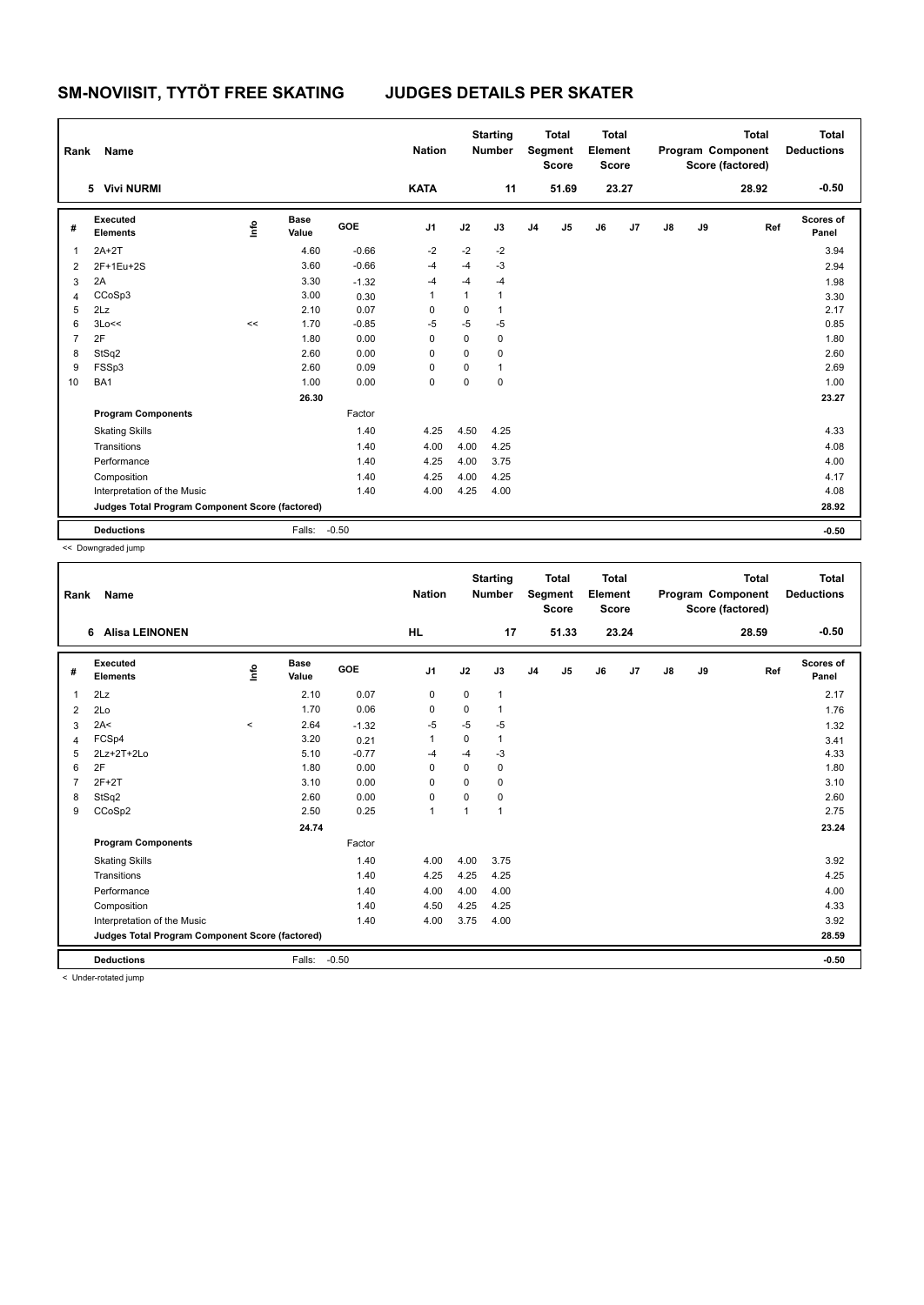# SM-NOVIISIT, TYTÖT FREE SKATING JUDGES DETAILS PER SKATER

| Rank | Name | Nation | Starting Number | Total Segment Score | Total Element Score | Total Program Component Score (factored) | Total Deductions |
|---|---|---|---|---|---|---|---|
| 5 | Vivi NURMI | KATA | 11 | 51.69 | 23.27 | 28.92 | -0.50 |

| # | Executed Elements | Info | Base Value | GOE | J1 | J2 | J3 | J4 | J5 | J6 | J7 | J8 | J9 | Ref | Scores of Panel |
|---|---|---|---|---|---|---|---|---|---|---|---|---|---|---|---|
| 1 | 2A+2T | | 4.60 | -0.66 | -2 | -2 | -2 | | | | | | | | 3.94 |
| 2 | 2F+1Eu+2S | | 3.60 | -0.66 | -4 | -4 | -3 | | | | | | | | 2.94 |
| 3 | 2A | | 3.30 | -1.32 | -4 | -4 | -4 | | | | | | | | 1.98 |
| 4 | CCoSp3 | | 3.00 | 0.30 | 1 | 1 | 1 | | | | | | | | 3.30 |
| 5 | 2Lz | | 2.10 | 0.07 | 0 | 0 | 1 | | | | | | | | 2.17 |
| 6 | 3Lo<< | << | 1.70 | -0.85 | -5 | -5 | -5 | | | | | | | | 0.85 |
| 7 | 2F | | 1.80 | 0.00 | 0 | 0 | 0 | | | | | | | | 1.80 |
| 8 | StSq2 | | 2.60 | 0.00 | 0 | 0 | 0 | | | | | | | | 2.60 |
| 9 | FSSp3 | | 2.60 | 0.09 | 0 | 0 | 1 | | | | | | | | 2.69 |
| 10 | BA1 | | 1.00 | 0.00 | 0 | 0 | 0 | | | | | | | | 1.00 |
| | | | 26.30 | | | | | | | | | | | | 23.27 |
| | **Program Components** | | | Factor | | | | | | | | | | | |
| | Skating Skills | | | 1.40 | 4.25 | 4.50 | 4.25 | | | | | | | | 4.33 |
| | Transitions | | | 1.40 | 4.00 | 4.00 | 4.25 | | | | | | | | 4.08 |
| | Performance | | | 1.40 | 4.25 | 4.00 | 3.75 | | | | | | | | 4.00 |
| | Composition | | | 1.40 | 4.25 | 4.00 | 4.25 | | | | | | | | 4.17 |
| | Interpretation of the Music | | | 1.40 | 4.00 | 4.25 | 4.00 | | | | | | | | 4.08 |
| | **Judges Total Program Component Score (factored)** | | | | | | | | | | | | | | 28.92 |
| | **Deductions** | | Falls: | -0.50 | | | | | | | | | | | -0.50 |

<< Downgraded jump

| Rank | Name | Nation | Starting Number | Total Segment Score | Total Element Score | Total Program Component Score (factored) | Total Deductions |
|---|---|---|---|---|---|---|---|
| 6 | Alisa LEINONEN | HL | 17 | 51.33 | 23.24 | 28.59 | -0.50 |

| # | Executed Elements | Info | Base Value | GOE | J1 | J2 | J3 | J4 | J5 | J6 | J7 | J8 | J9 | Ref | Scores of Panel |
|---|---|---|---|---|---|---|---|---|---|---|---|---|---|---|---|
| 1 | 2Lz | | 2.10 | 0.07 | 0 | 0 | 1 | | | | | | | | 2.17 |
| 2 | 2Lo | | 1.70 | 0.06 | 0 | 0 | 1 | | | | | | | | 1.76 |
| 3 | 2A< | < | 2.64 | -1.32 | -5 | -5 | -5 | | | | | | | | 1.32 |
| 4 | FCSp4 | | 3.20 | 0.21 | 1 | 0 | 1 | | | | | | | | 3.41 |
| 5 | 2Lz+2T+2Lo | | 5.10 | -0.77 | -4 | -4 | -3 | | | | | | | | 4.33 |
| 6 | 2F | | 1.80 | 0.00 | 0 | 0 | 0 | | | | | | | | 1.80 |
| 7 | 2F+2T | | 3.10 | 0.00 | 0 | 0 | 0 | | | | | | | | 3.10 |
| 8 | StSq2 | | 2.60 | 0.00 | 0 | 0 | 0 | | | | | | | | 2.60 |
| 9 | CCoSp2 | | 2.50 | 0.25 | 1 | 1 | 1 | | | | | | | | 2.75 |
| | | | 24.74 | | | | | | | | | | | | 23.24 |
| | **Program Components** | | | Factor | | | | | | | | | | | |
| | Skating Skills | | | 1.40 | 4.00 | 4.00 | 3.75 | | | | | | | | 3.92 |
| | Transitions | | | 1.40 | 4.25 | 4.25 | 4.25 | | | | | | | | 4.25 |
| | Performance | | | 1.40 | 4.00 | 4.00 | 4.00 | | | | | | | | 4.00 |
| | Composition | | | 1.40 | 4.50 | 4.25 | 4.25 | | | | | | | | 4.33 |
| | Interpretation of the Music | | | 1.40 | 4.00 | 3.75 | 4.00 | | | | | | | | 3.92 |
| | **Judges Total Program Component Score (factored)** | | | | | | | | | | | | | | 28.59 |
| | **Deductions** | | Falls: | -0.50 | | | | | | | | | | | -0.50 |

< Under-rotated jump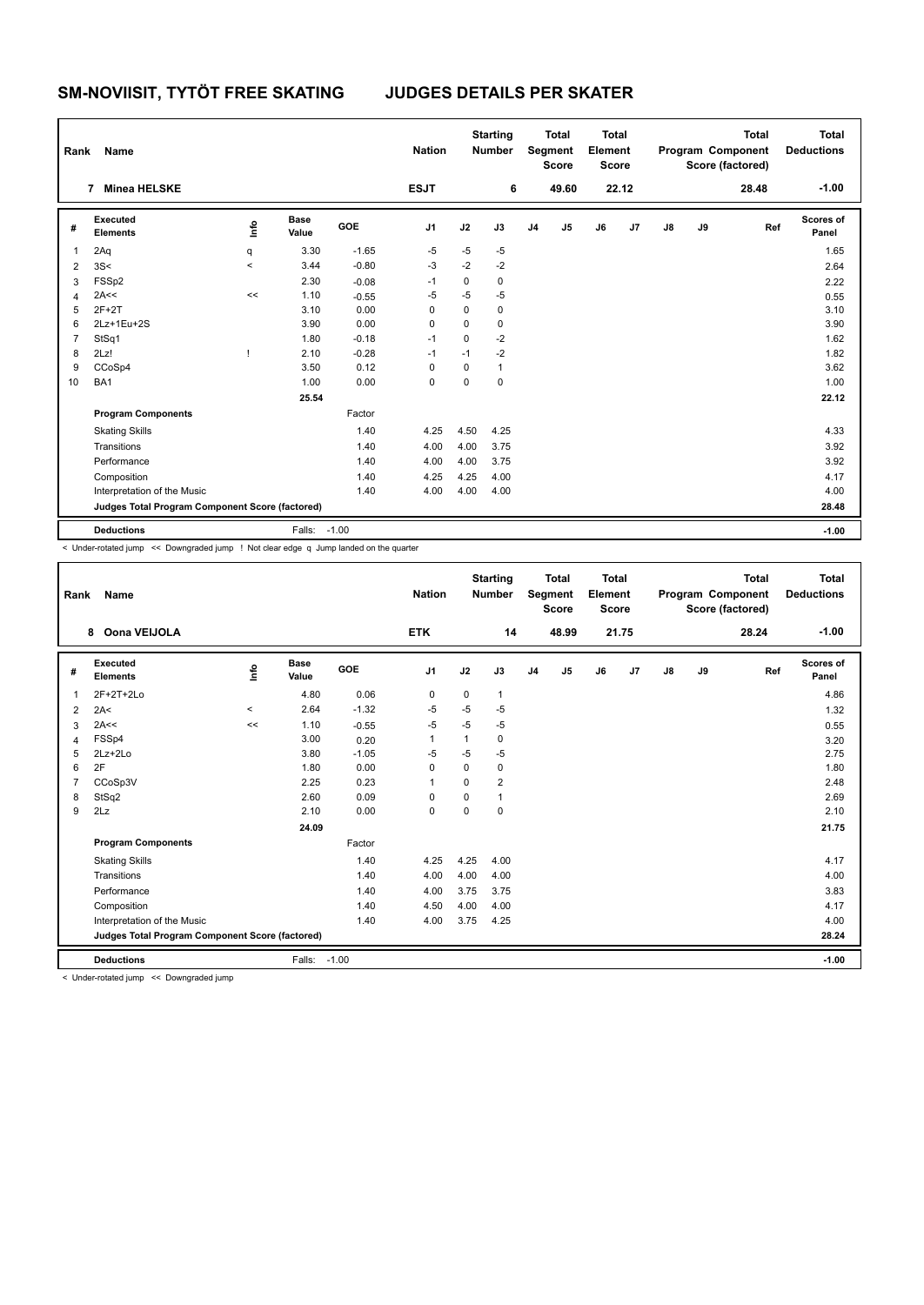# SM-NOVIISIT, TYTÖT FREE SKATING JUDGES DETAILS PER SKATER

| Rank | Name | Nation | Starting Number | Total Segment Score | Total Element Score | Total Program Component Score (factored) | Total Deductions |
|---|---|---|---|---|---|---|---|
| 7 | Minea HELSKE | ESJT | 6 | 49.60 | 22.12 | 28.48 | -1.00 |

| # | Executed Elements | Info | Base Value | GOE | J1 | J2 | J3 | J4 | J5 | J6 | J7 | J8 | J9 | Ref | Scores of Panel |
|---|---|---|---|---|---|---|---|---|---|---|---|---|---|---|---|
| 1 | 2Aq | q | 3.30 | -1.65 | -5 | -5 | -5 | | | | | | | | 1.65 |
| 2 | 3S< | < | 3.44 | -0.80 | -3 | -2 | -2 | | | | | | | | 2.64 |
| 3 | FSSp2 | | 2.30 | -0.08 | -1 | 0 | 0 | | | | | | | | 2.22 |
| 4 | 2A<< | << | 1.10 | -0.55 | -5 | -5 | -5 | | | | | | | | 0.55 |
| 5 | 2F+2T | | 3.10 | 0.00 | 0 | 0 | 0 | | | | | | | | 3.10 |
| 6 | 2Lz+1Eu+2S | | 3.90 | 0.00 | 0 | 0 | 0 | | | | | | | | 3.90 |
| 7 | StSq1 | | 1.80 | -0.18 | -1 | 0 | -2 | | | | | | | | 1.62 |
| 8 | 2Lz! | ! | 2.10 | -0.28 | -1 | -1 | -2 | | | | | | | | 1.82 |
| 9 | CCoSp4 | | 3.50 | 0.12 | 0 | 0 | 1 | | | | | | | | 3.62 |
| 10 | BA1 | | 1.00 | 0.00 | 0 | 0 | 0 | | | | | | | | 1.00 |
| | | | 25.54 | | | | | | | | | | | | 22.12 |
| | **Program Components** | | | Factor | | | | | | | | | | | |
| | Skating Skills | | | 1.40 | 4.25 | 4.50 | 4.25 | | | | | | | | 4.33 |
| | Transitions | | | 1.40 | 4.00 | 4.00 | 3.75 | | | | | | | | 3.92 |
| | Performance | | | 1.40 | 4.00 | 4.00 | 3.75 | | | | | | | | 3.92 |
| | Composition | | | 1.40 | 4.25 | 4.25 | 4.00 | | | | | | | | 4.17 |
| | Interpretation of the Music | | | 1.40 | 4.00 | 4.00 | 4.00 | | | | | | | | 4.00 |
| | **Judges Total Program Component Score (factored)** | | | | | | | | | | | | | | 28.48 |
| | **Deductions** | | Falls: | -1.00 | | | | | | | | | | | -1.00 |

< Under-rotated jump << Downgraded jump ! Not clear edge q Jump landed on the quarter

| Rank | Name | Nation | Starting Number | Total Segment Score | Total Element Score | Total Program Component Score (factored) | Total Deductions |
|---|---|---|---|---|---|---|---|
| 8 | Oona VEIJOLA | ETK | 14 | 48.99 | 21.75 | 28.24 | -1.00 |

| # | Executed Elements | Info | Base Value | GOE | J1 | J2 | J3 | J4 | J5 | J6 | J7 | J8 | J9 | Ref | Scores of Panel |
|---|---|---|---|---|---|---|---|---|---|---|---|---|---|---|---|
| 1 | 2F+2T+2Lo | | 4.80 | 0.06 | 0 | 0 | 1 | | | | | | | | 4.86 |
| 2 | 2A< | < | 2.64 | -1.32 | -5 | -5 | -5 | | | | | | | | 1.32 |
| 3 | 2A<< | << | 1.10 | -0.55 | -5 | -5 | -5 | | | | | | | | 0.55 |
| 4 | FSSp4 | | 3.00 | 0.20 | 1 | 1 | 0 | | | | | | | | 3.20 |
| 5 | 2Lz+2Lo | | 3.80 | -1.05 | -5 | -5 | -5 | | | | | | | | 2.75 |
| 6 | 2F | | 1.80 | 0.00 | 0 | 0 | 0 | | | | | | | | 1.80 |
| 7 | CCoSp3V | | 2.25 | 0.23 | 1 | 0 | 2 | | | | | | | | 2.48 |
| 8 | StSq2 | | 2.60 | 0.09 | 0 | 0 | 1 | | | | | | | | 2.69 |
| 9 | 2Lz | | 2.10 | 0.00 | 0 | 0 | 0 | | | | | | | | 2.10 |
| | | | 24.09 | | | | | | | | | | | | 21.75 |
| | **Program Components** | | | Factor | | | | | | | | | | | |
| | Skating Skills | | | 1.40 | 4.25 | 4.25 | 4.00 | | | | | | | | 4.17 |
| | Transitions | | | 1.40 | 4.00 | 4.00 | 4.00 | | | | | | | | 4.00 |
| | Performance | | | 1.40 | 4.00 | 3.75 | 3.75 | | | | | | | | 3.83 |
| | Composition | | | 1.40 | 4.50 | 4.00 | 4.00 | | | | | | | | 4.17 |
| | Interpretation of the Music | | | 1.40 | 4.00 | 3.75 | 4.25 | | | | | | | | 4.00 |
| | **Judges Total Program Component Score (factored)** | | | | | | | | | | | | | | 28.24 |
| | **Deductions** | | Falls: | -1.00 | | | | | | | | | | | -1.00 |

< Under-rotated jump << Downgraded jump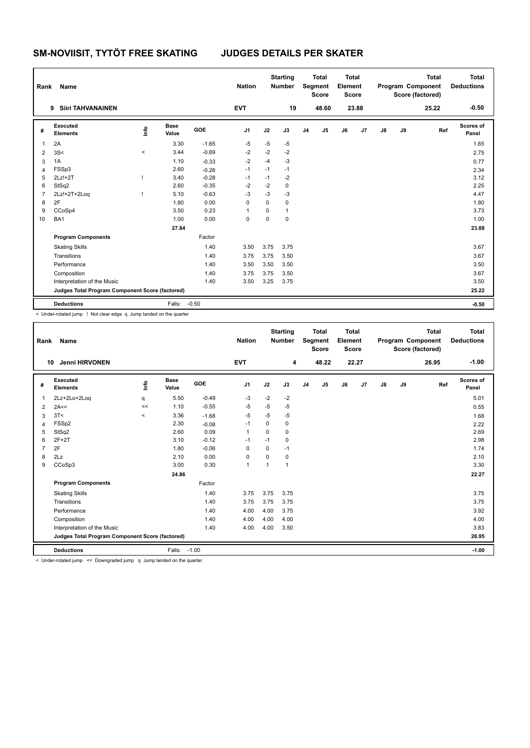# SM-NOVIISIT, TYTÖT FREE SKATING JUDGES DETAILS PER SKATER

| Rank | Name | Nation | Starting Number | Total Segment Score | Total Element Score | Total Program Component Score (factored) | Total Deductions |
|---|---|---|---|---|---|---|---|
| 9 | Siiri TAHVANAINEN | EVT | 19 | 48.60 | 23.88 | 25.22 | -0.50 |

| # | Executed Elements | Info | Base Value | GOE | J1 | J2 | J3 | J4 | J5 | J6 | J7 | J8 | J9 | Ref | Scores of Panel |
|---|---|---|---|---|---|---|---|---|---|---|---|---|---|---|---|
| 1 | 2A | | 3.30 | -1.65 | -5 | -5 | -5 | | | | | | | | 1.65 |
| 2 | 3S< | < | 3.44 | -0.69 | -2 | -2 | -2 | | | | | | | | 2.75 |
| 3 | 1A | | 1.10 | -0.33 | -2 | -4 | -3 | | | | | | | | 0.77 |
| 4 | FSSp3 | | 2.60 | -0.26 | -1 | -1 | -1 | | | | | | | | 2.34 |
| 5 | 2Lz!+2T | ! | 3.40 | -0.28 | -1 | -1 | -2 | | | | | | | | 3.12 |
| 6 | StSq2 | | 2.60 | -0.35 | -2 | -2 | 0 | | | | | | | | 2.25 |
| 7 | 2Lz!+2T+2Loq | ! | 5.10 | -0.63 | -3 | -3 | -3 | | | | | | | | 4.47 |
| 8 | 2F | | 1.80 | 0.00 | 0 | 0 | 0 | | | | | | | | 1.80 |
| 9 | CCoSp4 | | 3.50 | 0.23 | 1 | 0 | 1 | | | | | | | | 3.73 |
| 10 | BA1 | | 1.00 | 0.00 | 0 | 0 | 0 | | | | | | | | 1.00 |
| | | | 27.84 | | | | | | | | | | | | 23.88 |
| | **Program Components** | | | Factor | | | | | | | | | | | |
| | Skating Skills | | | 1.40 | 3.50 | 3.75 | 3.75 | | | | | | | | 3.67 |
| | Transitions | | | 1.40 | 3.75 | 3.75 | 3.50 | | | | | | | | 3.67 |
| | Performance | | | 1.40 | 3.50 | 3.50 | 3.50 | | | | | | | | 3.50 |
| | Composition | | | 1.40 | 3.75 | 3.75 | 3.50 | | | | | | | | 3.67 |
| | Interpretation of the Music | | | 1.40 | 3.50 | 3.25 | 3.75 | | | | | | | | 3.50 |
| | **Judges Total Program Component Score (factored)** | | | | | | | | | | | | | | 25.22 |
| | **Deductions** | | Falls: | -0.50 | | | | | | | | | | | -0.50 |

< Under-rotated jump ! Not clear edge q Jump landed on the quarter

| Rank | Name | Nation | Starting Number | Total Segment Score | Total Element Score | Total Program Component Score (factored) | Total Deductions |
|---|---|---|---|---|---|---|---|
| 10 | Jenni HIRVONEN | EVT | 4 | 48.22 | 22.27 | 26.95 | -1.00 |

| # | Executed Elements | Info | Base Value | GOE | J1 | J2 | J3 | J4 | J5 | J6 | J7 | J8 | J9 | Ref | Scores of Panel |
|---|---|---|---|---|---|---|---|---|---|---|---|---|---|---|---|
| 1 | 2Lz+2Lo+2Loq | q | 5.50 | -0.49 | -3 | -2 | -2 | | | | | | | | 5.01 |
| 2 | 2A<< | << | 1.10 | -0.55 | -5 | -5 | -5 | | | | | | | | 0.55 |
| 3 | 3T< | < | 3.36 | -1.68 | -5 | -5 | -5 | | | | | | | | 1.68 |
| 4 | FSSp2 | | 2.30 | -0.08 | -1 | 0 | 0 | | | | | | | | 2.22 |
| 5 | StSq2 | | 2.60 | 0.09 | 1 | 0 | 0 | | | | | | | | 2.69 |
| 6 | 2F+2T | | 3.10 | -0.12 | -1 | -1 | 0 | | | | | | | | 2.98 |
| 7 | 2F | | 1.80 | -0.06 | 0 | 0 | -1 | | | | | | | | 1.74 |
| 8 | 2Lz | | 2.10 | 0.00 | 0 | 0 | 0 | | | | | | | | 2.10 |
| 9 | CCoSp3 | | 3.00 | 0.30 | 1 | 1 | 1 | | | | | | | | 3.30 |
| | | | 24.86 | | | | | | | | | | | | 22.27 |
| | **Program Components** | | | Factor | | | | | | | | | | | |
| | Skating Skills | | | 1.40 | 3.75 | 3.75 | 3.75 | | | | | | | | 3.75 |
| | Transitions | | | 1.40 | 3.75 | 3.75 | 3.75 | | | | | | | | 3.75 |
| | Performance | | | 1.40 | 4.00 | 4.00 | 3.75 | | | | | | | | 3.92 |
| | Composition | | | 1.40 | 4.00 | 4.00 | 4.00 | | | | | | | | 4.00 |
| | Interpretation of the Music | | | 1.40 | 4.00 | 4.00 | 3.50 | | | | | | | | 3.83 |
| | **Judges Total Program Component Score (factored)** | | | | | | | | | | | | | | 26.95 |
| | **Deductions** | | Falls: | -1.00 | | | | | | | | | | | -1.00 |

< Under-rotated jump << Downgraded jump q Jump landed on the quarter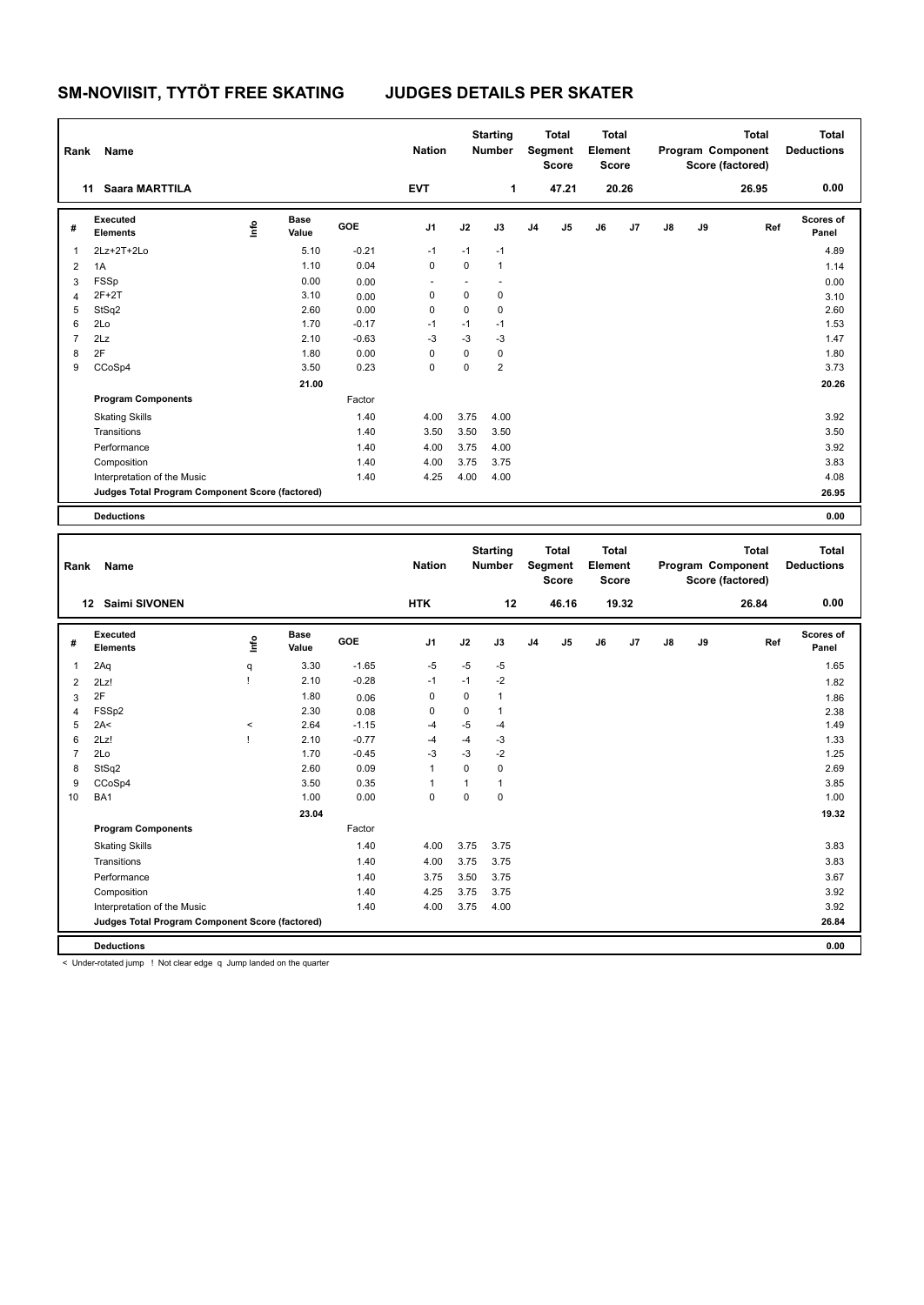# SM-NOVIISIT, TYTÖT FREE SKATING JUDGES DETAILS PER SKATER

| Rank | Name | Nation | Starting Number | Total Segment Score | Total Element Score | Total Program Component Score (factored) | Total Deductions |
|---|---|---|---|---|---|---|---|
| 11 | Saara MARTTILA | EVT | 1 | 47.21 | 20.26 | 26.95 | 0.00 |

| # | Executed Elements | Info | Base Value | GOE | J1 | J2 | J3 | J4 | J5 | J6 | J7 | J8 | J9 | Ref | Scores of Panel |
|---|---|---|---|---|---|---|---|---|---|---|---|---|---|---|---|
| 1 | 2Lz+2T+2Lo | | 5.10 | -0.21 | -1 | -1 | -1 | | | | | | | | 4.89 |
| 2 | 1A | | 1.10 | 0.04 | 0 | 0 | 1 | | | | | | | | 1.14 |
| 3 | FSSp | | 0.00 | 0.00 | - | - | - | | | | | | | | 0.00 |
| 4 | 2F+2T | | 3.10 | 0.00 | 0 | 0 | 0 | | | | | | | | 3.10 |
| 5 | StSq2 | | 2.60 | 0.00 | 0 | 0 | 0 | | | | | | | | 2.60 |
| 6 | 2Lo | | 1.70 | -0.17 | -1 | -1 | -1 | | | | | | | | 1.53 |
| 7 | 2Lz | | 2.10 | -0.63 | -3 | -3 | -3 | | | | | | | | 1.47 |
| 8 | 2F | | 1.80 | 0.00 | 0 | 0 | 0 | | | | | | | | 1.80 |
| 9 | CCoSp4 | | 3.50 | 0.23 | 0 | 0 | 2 | | | | | | | | 3.73 |
| | | | 21.00 | | | | | | | | | | | | 20.26 |
| | **Program Components** | | | Factor | | | | | | | | | | | |
| | Skating Skills | | | 1.40 | 4.00 | 3.75 | 4.00 | | | | | | | | 3.92 |
| | Transitions | | | 1.40 | 3.50 | 3.50 | 3.50 | | | | | | | | 3.50 |
| | Performance | | | 1.40 | 4.00 | 3.75 | 4.00 | | | | | | | | 3.92 |
| | Composition | | | 1.40 | 4.00 | 3.75 | 3.75 | | | | | | | | 3.83 |
| | Interpretation of the Music | | | 1.40 | 4.25 | 4.00 | 4.00 | | | | | | | | 4.08 |
| | **Judges Total Program Component Score (factored)** | | | | | | | | | | | | | | 26.95 |
| | **Deductions** | | | | | | | | | | | | | | 0.00 |

| Rank | Name | Nation | Starting Number | Total Segment Score | Total Element Score | Total Program Component Score (factored) | Total Deductions |
|---|---|---|---|---|---|---|---|
| 12 | Saimi SIVONEN | HTK | 12 | 46.16 | 19.32 | 26.84 | 0.00 |

| # | Executed Elements | Info | Base Value | GOE | J1 | J2 | J3 | J4 | J5 | J6 | J7 | J8 | J9 | Ref | Scores of Panel |
|---|---|---|---|---|---|---|---|---|---|---|---|---|---|---|---|
| 1 | 2Aq | q | 3.30 | -1.65 | -5 | -5 | -5 | | | | | | | | 1.65 |
| 2 | 2Lz! | ! | 2.10 | -0.28 | -1 | -1 | -2 | | | | | | | | 1.82 |
| 3 | 2F | | 1.80 | 0.06 | 0 | 0 | 1 | | | | | | | | 1.86 |
| 4 | FSSp2 | | 2.30 | 0.08 | 0 | 0 | 1 | | | | | | | | 2.38 |
| 5 | 2A< | < | 2.64 | -1.15 | -4 | -5 | -4 | | | | | | | | 1.49 |
| 6 | 2Lz! | ! | 2.10 | -0.77 | -4 | -4 | -3 | | | | | | | | 1.33 |
| 7 | 2Lo | | 1.70 | -0.45 | -3 | -3 | -2 | | | | | | | | 1.25 |
| 8 | StSq2 | | 2.60 | 0.09 | 1 | 0 | 0 | | | | | | | | 2.69 |
| 9 | CCoSp4 | | 3.50 | 0.35 | 1 | 1 | 1 | | | | | | | | 3.85 |
| 10 | BA1 | | 1.00 | 0.00 | 0 | 0 | 0 | | | | | | | | 1.00 |
| | | | 23.04 | | | | | | | | | | | | 19.32 |
| | **Program Components** | | | Factor | | | | | | | | | | | |
| | Skating Skills | | | 1.40 | 4.00 | 3.75 | 3.75 | | | | | | | | 3.83 |
| | Transitions | | | 1.40 | 4.00 | 3.75 | 3.75 | | | | | | | | 3.83 |
| | Performance | | | 1.40 | 3.75 | 3.50 | 3.75 | | | | | | | | 3.67 |
| | Composition | | | 1.40 | 4.25 | 3.75 | 3.75 | | | | | | | | 3.92 |
| | Interpretation of the Music | | | 1.40 | 4.00 | 3.75 | 4.00 | | | | | | | | 3.92 |
| | **Judges Total Program Component Score (factored)** | | | | | | | | | | | | | | 26.84 |
| | **Deductions** | | | | | | | | | | | | | | 0.00 |

< Under-rotated jump ! Not clear edge q Jump landed on the quarter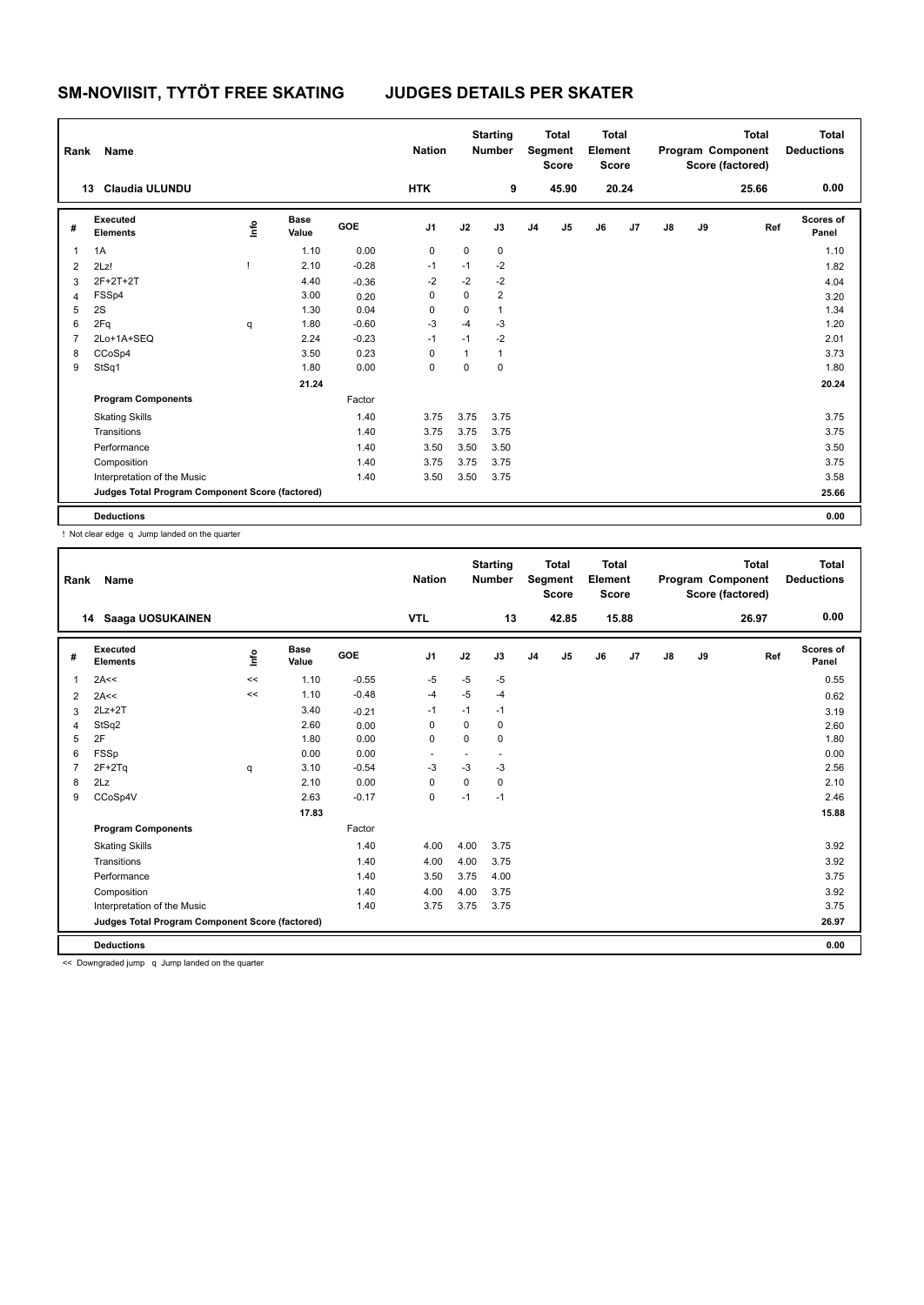# SM-NOVIISIT, TYTÖT FREE SKATING JUDGES DETAILS PER SKATER

| Rank | Name | Nation | Starting Number | Total Segment Score | Total Element Score | Total Program Component Score (factored) | Total Deductions |
|---|---|---|---|---|---|---|---|
| 13 | Claudia ULUNDU | HTK | 9 | 45.90 | 20.24 | 25.66 | 0.00 |

| # | Executed Elements | Info | Base Value | GOE | J1 | J2 | J3 | J4 | J5 | J6 | J7 | J8 | J9 | Ref | Scores of Panel |
|---|---|---|---|---|---|---|---|---|---|---|---|---|---|---|---|
| 1 | 1A | | 1.10 | 0.00 | 0 | 0 | 0 | | | | | | | | 1.10 |
| 2 | 2Lz! | ! | 2.10 | -0.28 | -1 | -1 | -2 | | | | | | | | 1.82 |
| 3 | 2F+2T+2T | | 4.40 | -0.36 | -2 | -2 | -2 | | | | | | | | 4.04 |
| 4 | FSSp4 | | 3.00 | 0.20 | 0 | 0 | 2 | | | | | | | | 3.20 |
| 5 | 2S | | 1.30 | 0.04 | 0 | 0 | 1 | | | | | | | | 1.34 |
| 6 | 2Fq | q | 1.80 | -0.60 | -3 | -4 | -3 | | | | | | | | 1.20 |
| 7 | 2Lo+1A+SEQ | | 2.24 | -0.23 | -1 | -1 | -2 | | | | | | | | 2.01 |
| 8 | CCoSp4 | | 3.50 | 0.23 | 0 | 1 | 1 | | | | | | | | 3.73 |
| 9 | StSq1 | | 1.80 | 0.00 | 0 | 0 | 0 | | | | | | | | 1.80 |
| | | | 21.24 | | | | | | | | | | | | 20.24 |
| | **Program Components** | | | Factor | | | | | | | | | | | |
| | Skating Skills | | | 1.40 | 3.75 | 3.75 | 3.75 | | | | | | | | 3.75 |
| | Transitions | | | 1.40 | 3.75 | 3.75 | 3.75 | | | | | | | | 3.75 |
| | Performance | | | 1.40 | 3.50 | 3.50 | 3.50 | | | | | | | | 3.50 |
| | Composition | | | 1.40 | 3.75 | 3.75 | 3.75 | | | | | | | | 3.75 |
| | Interpretation of the Music | | | 1.40 | 3.50 | 3.50 | 3.75 | | | | | | | | 3.58 |
| | **Judges Total Program Component Score (factored)** | | | | | | | | | | | | | | 25.66 |
| | **Deductions** | | | | | | | | | | | | | | 0.00 |

! Not clear edge q Jump landed on the quarter

| Rank | Name | Nation | Starting Number | Total Segment Score | Total Element Score | Total Program Component Score (factored) | Total Deductions |
|---|---|---|---|---|---|---|---|
| 14 | Saaga UOSUKAINEN | VTL | 13 | 42.85 | 15.88 | 26.97 | 0.00 |

| # | Executed Elements | Info | Base Value | GOE | J1 | J2 | J3 | J4 | J5 | J6 | J7 | J8 | J9 | Ref | Scores of Panel |
|---|---|---|---|---|---|---|---|---|---|---|---|---|---|---|---|
| 1 | 2A<< | << | 1.10 | -0.55 | -5 | -5 | -5 | | | | | | | | 0.55 |
| 2 | 2A<< | << | 1.10 | -0.48 | -4 | -5 | -4 | | | | | | | | 0.62 |
| 3 | 2Lz+2T | | 3.40 | -0.21 | -1 | -1 | -1 | | | | | | | | 3.19 |
| 4 | StSq2 | | 2.60 | 0.00 | 0 | 0 | 0 | | | | | | | | 2.60 |
| 5 | 2F | | 1.80 | 0.00 | 0 | 0 | 0 | | | | | | | | 1.80 |
| 6 | FSSp | | 0.00 | 0.00 | - | - | - | | | | | | | | 0.00 |
| 7 | 2F+2Tq | q | 3.10 | -0.54 | -3 | -3 | -3 | | | | | | | | 2.56 |
| 8 | 2Lz | | 2.10 | 0.00 | 0 | 0 | 0 | | | | | | | | 2.10 |
| 9 | CCoSp4V | | 2.63 | -0.17 | 0 | -1 | -1 | | | | | | | | 2.46 |
| | | | 17.83 | | | | | | | | | | | | 15.88 |
| | **Program Components** | | | Factor | | | | | | | | | | | |
| | Skating Skills | | | 1.40 | 4.00 | 4.00 | 3.75 | | | | | | | | 3.92 |
| | Transitions | | | 1.40 | 4.00 | 4.00 | 3.75 | | | | | | | | 3.92 |
| | Performance | | | 1.40 | 3.50 | 3.75 | 4.00 | | | | | | | | 3.75 |
| | Composition | | | 1.40 | 4.00 | 4.00 | 3.75 | | | | | | | | 3.92 |
| | Interpretation of the Music | | | 1.40 | 3.75 | 3.75 | 3.75 | | | | | | | | 3.75 |
| | **Judges Total Program Component Score (factored)** | | | | | | | | | | | | | | 26.97 |
| | **Deductions** | | | | | | | | | | | | | | 0.00 |

<< Downgraded jump q Jump landed on the quarter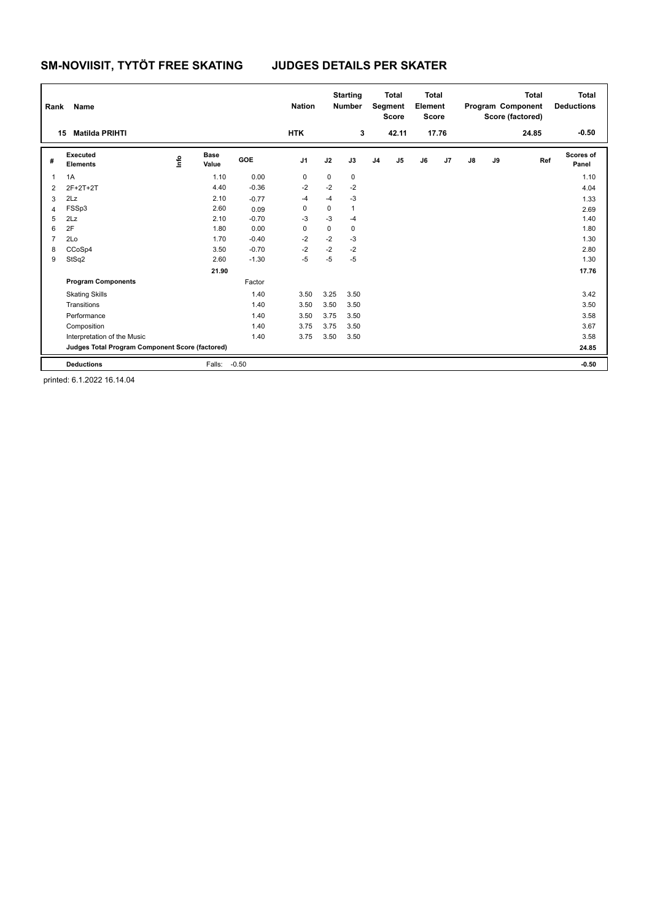# SM-NOVIISIT, TYTÖT FREE SKATING JUDGES DETAILS PER SKATER

| Rank | Name | Nation | Starting Number | Total Segment Score | Total Element Score | Total Program Component Score (factored) | Total Deductions |
|---|---|---|---|---|---|---|---|
| 15 | Matilda PRIHTI | HTK | 3 | 42.11 | 17.76 | 24.85 | -0.50 |

| # | Executed Elements | Info | Base Value | GOE | J1 | J2 | J3 | J4 | J5 | J6 | J7 | J8 | J9 | Ref | Scores of Panel |
|---|---|---|---|---|---|---|---|---|---|---|---|---|---|---|---|
| 1 | 1A | | 1.10 | 0.00 | 0 | 0 | 0 | | | | | | | | 1.10 |
| 2 | 2F+2T+2T | | 4.40 | -0.36 | -2 | -2 | -2 | | | | | | | | 4.04 |
| 3 | 2Lz | | 2.10 | -0.77 | -4 | -4 | -3 | | | | | | | | 1.33 |
| 4 | FSSp3 | | 2.60 | 0.09 | 0 | 0 | 1 | | | | | | | | 2.69 |
| 5 | 2Lz | | 2.10 | -0.70 | -3 | -3 | -4 | | | | | | | | 1.40 |
| 6 | 2F | | 1.80 | 0.00 | 0 | 0 | 0 | | | | | | | | 1.80 |
| 7 | 2Lo | | 1.70 | -0.40 | -2 | -2 | -3 | | | | | | | | 1.30 |
| 8 | CCoSp4 | | 3.50 | -0.70 | -2 | -2 | -2 | | | | | | | | 2.80 |
| 9 | StSq2 | | 2.60 | -1.30 | -5 | -5 | -5 | | | | | | | | 1.30 |
| | | | 21.90 | | | | | | | | | | | | 17.76 |
| | **Program Components** | | | Factor | | | | | | | | | | | |
| | Skating Skills | | | 1.40 | 3.50 | 3.25 | 3.50 | | | | | | | | 3.42 |
| | Transitions | | | 1.40 | 3.50 | 3.50 | 3.50 | | | | | | | | 3.50 |
| | Performance | | | 1.40 | 3.50 | 3.75 | 3.50 | | | | | | | | 3.58 |
| | Composition | | | 1.40 | 3.75 | 3.75 | 3.50 | | | | | | | | 3.67 |
| | Interpretation of the Music | | | 1.40 | 3.75 | 3.50 | 3.50 | | | | | | | | 3.58 |
| | **Judges Total Program Component Score (factored)** | | | | | | | | | | | | | | 24.85 |
| | **Deductions** | | Falls: | -0.50 | | | | | | | | | | | -0.50 |

printed: 6.1.2022 16.14.04